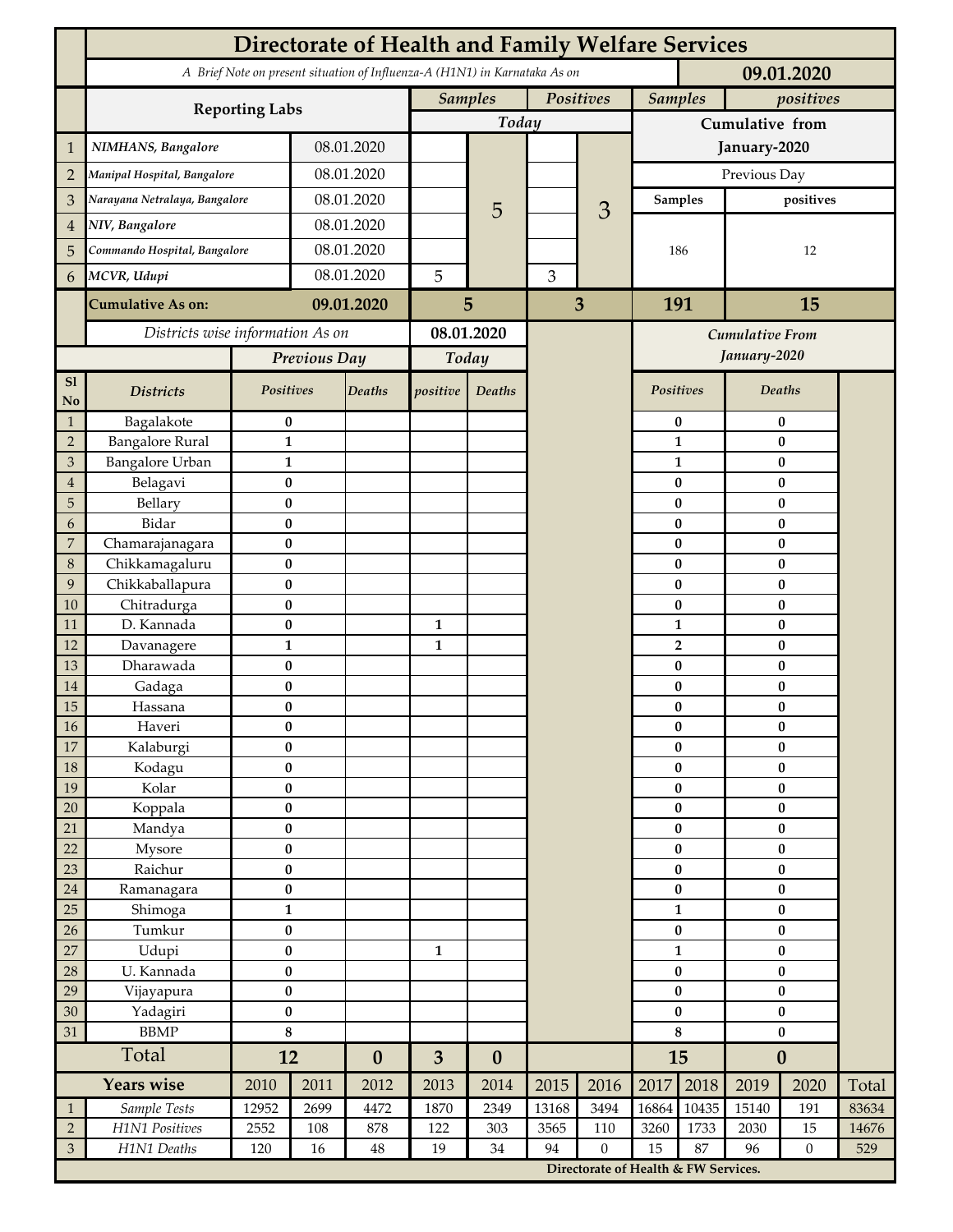# Directorate of Health and Family Welfare Services

*A Brief Note on present situation of Influenza-A (H1N1) in Karnataka As on* **09.01.2020**

| | Reporting Labs | | Samples (Today) | | Positives (Today) | | Samples (Cumulative from January-2020) | positives (Cumulative from January-2020) |
|---|---|---|---|---|---|---|---|---|
| 1 | *NIMHANS, Bangalore* | 08.01.2020 | | 5 | | 3 | Previous Day | |
| 2 | *Manipal Hospital, Bangalore* | 08.01.2020 | | | | | Samples | positives |
| 3 | *Narayana Netralaya, Bangalore* | 08.01.2020 | | | | | 186 | 12 |
| 4 | *NIV, Bangalore* | 08.01.2020 | | | | | | |
| 5 | *Commando Hospital, Bangalore* | 08.01.2020 | | | | | | |
| 6 | *MCVR, Udupi* | 08.01.2020 | 5 | | 3 | | | |
| | **Cumulative As on:** | **09.01.2020** | **5** | | **3** | | **191** | **15** |

*Districts wise information As on* **08.01.2020**

| Sl No | Districts | Previous Day Positives | Previous Day Deaths | Today positive | Today Deaths | Cumulative From January-2020 Positives | Cumulative From January-2020 Deaths |
|---|---|---|---|---|---|---|---|
| 1 | Bagalakote | 0 | | | | 0 | 0 |
| 2 | Bangalore Rural | 1 | | | | 1 | 0 |
| 3 | Bangalore Urban | 1 | | | | 1 | 0 |
| 4 | Belagavi | 0 | | | | 0 | 0 |
| 5 | Bellary | 0 | | | | 0 | 0 |
| 6 | Bidar | 0 | | | | 0 | 0 |
| 7 | Chamarajanagara | 0 | | | | 0 | 0 |
| 8 | Chikkamagaluru | 0 | | | | 0 | 0 |
| 9 | Chikkaballapura | 0 | | | | 0 | 0 |
| 10 | Chitradurga | 0 | | | | 0 | 0 |
| 11 | D. Kannada | 0 | | 1 | | 1 | 0 |
| 12 | Davanagere | 1 | | 1 | | 2 | 0 |
| 13 | Dharawada | 0 | | | | 0 | 0 |
| 14 | Gadaga | 0 | | | | 0 | 0 |
| 15 | Hassana | 0 | | | | 0 | 0 |
| 16 | Haveri | 0 | | | | 0 | 0 |
| 17 | Kalaburgi | 0 | | | | 0 | 0 |
| 18 | Kodagu | 0 | | | | 0 | 0 |
| 19 | Kolar | 0 | | | | 0 | 0 |
| 20 | Koppala | 0 | | | | 0 | 0 |
| 21 | Mandya | 0 | | | | 0 | 0 |
| 22 | Mysore | 0 | | | | 0 | 0 |
| 23 | Raichur | 0 | | | | 0 | 0 |
| 24 | Ramanagara | 0 | | | | 0 | 0 |
| 25 | Shimoga | 1 | | | | 1 | 0 |
| 26 | Tumkur | 0 | | | | 0 | 0 |
| 27 | Udupi | 0 | | 1 | | 1 | 0 |
| 28 | U. Kannada | 0 | | | | 0 | 0 |
| 29 | Vijayapura | 0 | | | | 0 | 0 |
| 30 | Yadagiri | 0 | | | | 0 | 0 |
| 31 | BBMP | 8 | | | | 8 | 0 |
| | **Total** | **12** | **0** | **3** | **0** | **15** | **0** |

| | Years wise | 2010 | 2011 | 2012 | 2013 | 2014 | 2015 | 2016 | 2017 | 2018 | 2019 | 2020 | Total |
|---|---|---|---|---|---|---|---|---|---|---|---|---|---|
| 1 | *Sample Tests* | 12952 | 2699 | 4472 | 1870 | 2349 | 13168 | 3494 | 16864 | 10435 | 15140 | 191 | 83634 |
| 2 | *H1N1 Positives* | 2552 | 108 | 878 | 122 | 303 | 3565 | 110 | 3260 | 1733 | 2030 | 15 | 14676 |
| 3 | *H1N1 Deaths* | 120 | 16 | 48 | 19 | 34 | 94 | 0 | 15 | 87 | 96 | 0 | 529 |

**Directorate of Health & FW Services.**